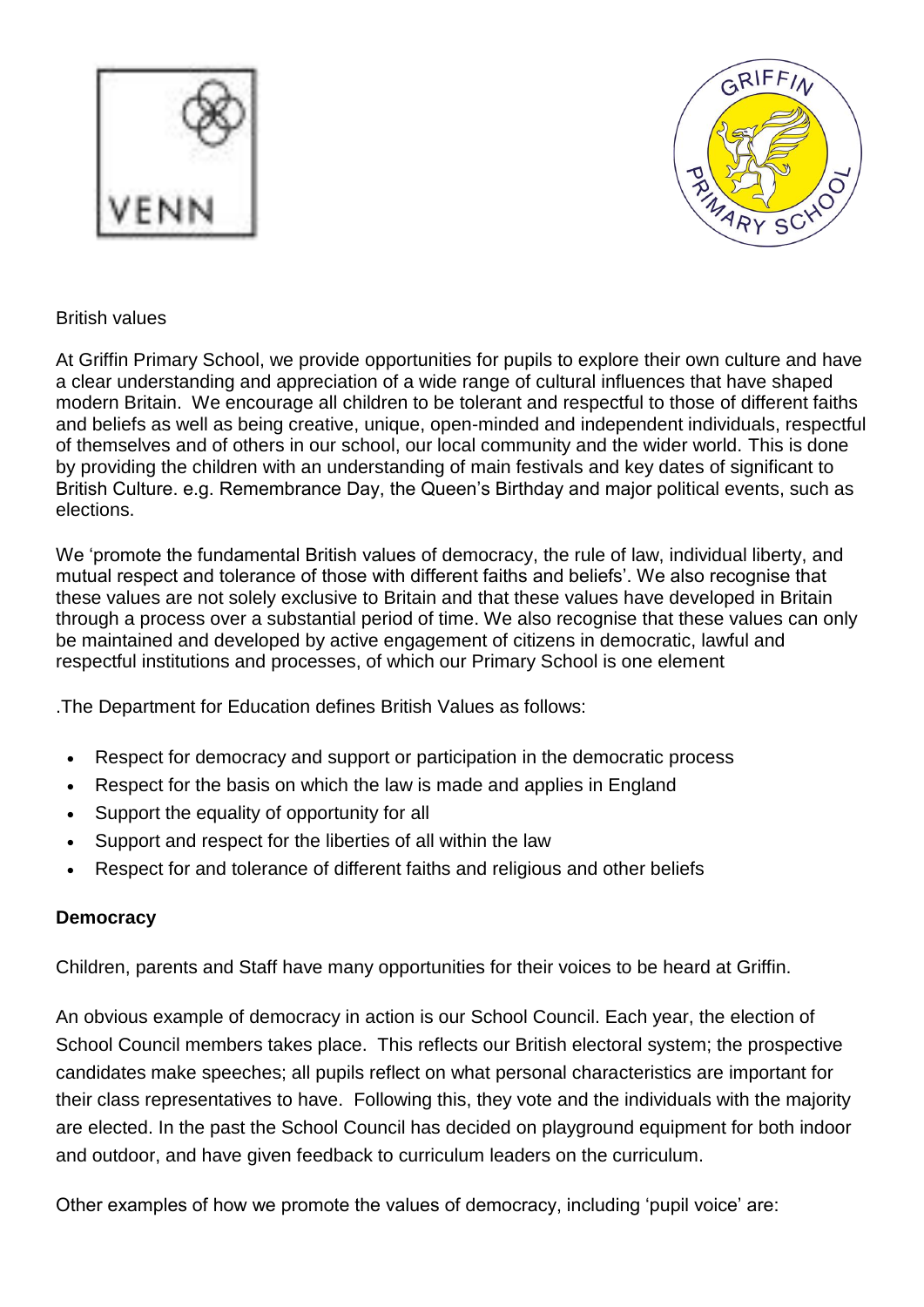British values

At Griffin Primary School, we provide opportunities for pupils to explore their own culture and have a clear understanding and appreciation of a wide range of cultural influences that have shaped modern Britain. We encourage all children to be tolerant and respectful to those of different faiths and beliefs as well as being creative, unique, open-minded and independent individuals, respectful of themselves and of others in our school, our local community and the wider world. This is done by providing the children with an understanding of main festivals and key dates of significant to British Culture. e.g. Remembrance Day, the Queen's Birthday and major political events, such as elections.

We 'promote the fundamental British values of democracy, the rule of law, individual liberty, and mutual respect and tolerance of those with different faiths and beliefs'. We also recognise that these values are not solely exclusive to Britain and that these values have developed in Britain through a process over a substantial period of time. We also recognise that these values can only be maintained and developed by active engagement of citizens in democratic, lawful and respectful institutions and processes, of which our Primary School is one element

.The Department for Education defines British Values as follows:

- Respect for democracy and support or participation in the democratic process
- Respect for the basis on which the law is made and applies in England
- Support the equality of opportunity for all
- Support and respect for the liberties of all within the law
- Respect for and tolerance of different faiths and religious and other beliefs

**Democracy**

Children, parents and Staff have many opportunities for their voices to be heard at Griffin.

An obvious example of democracy in action is our School Council. Each year, the election of School Council members takes place. This reflects our British electoral system; the prospective candidates make speeches; all pupils reflect on what personal characteristics are important for their class representatives to have. Following this, they vote and the individuals with the majority are elected. In the past the School Council has decided on playground equipment for both indoor and outdoor, and have given feedback to curriculum leaders on the curriculum.

Other examples of how we promote the values of democracy, including 'pupil voice' are: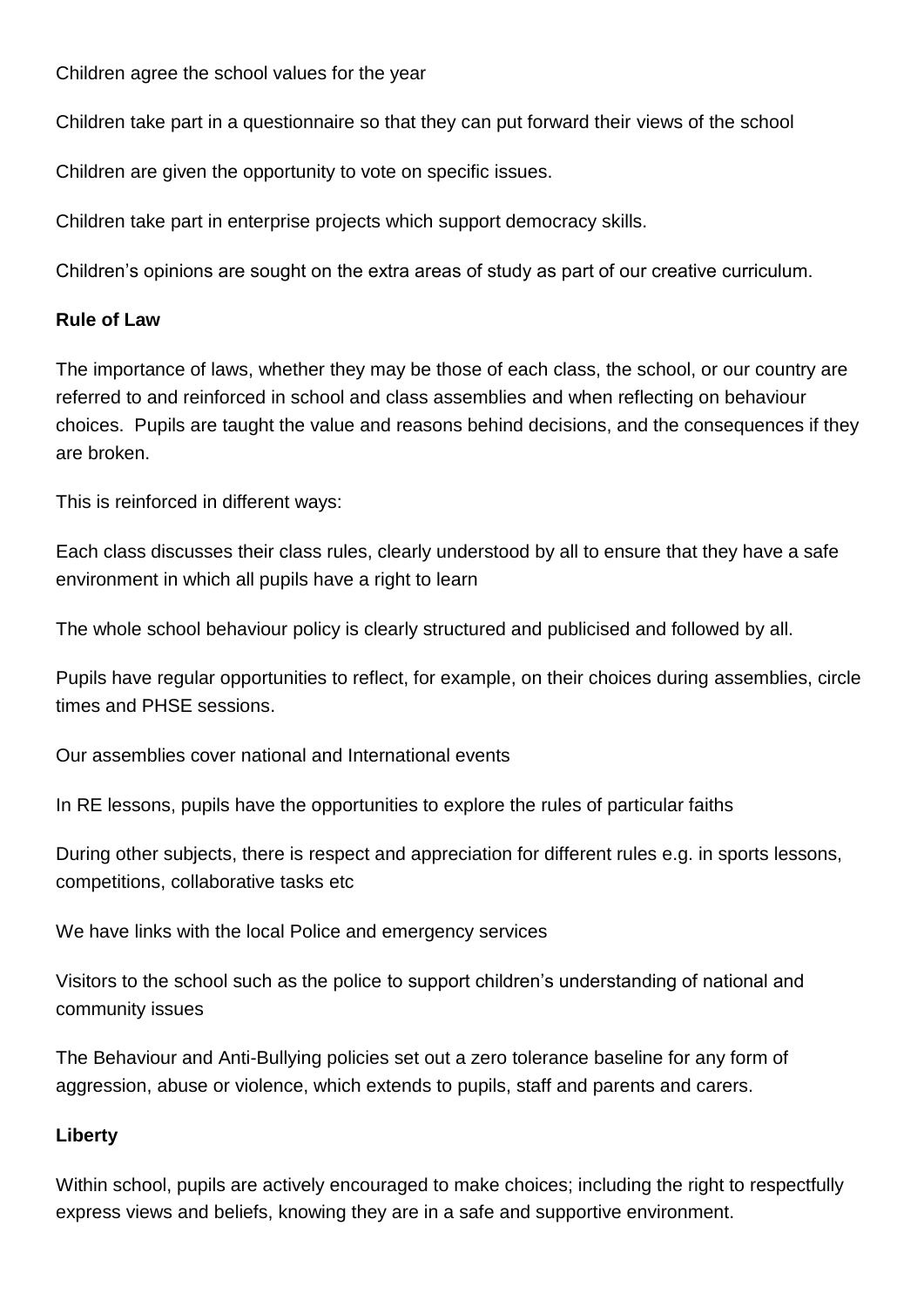Children agree the school values for the year

Children take part in a questionnaire so that they can put forward their views of the school

Children are given the opportunity to vote on specific issues.

Children take part in enterprise projects which support democracy skills.

Children's opinions are sought on the extra areas of study as part of our creative curriculum.

**Rule of Law**

The importance of laws, whether they may be those of each class, the school, or our country are referred to and reinforced in school and class assemblies and when reflecting on behaviour choices. Pupils are taught the value and reasons behind decisions, and the consequences if they are broken.

This is reinforced in different ways:

Each class discusses their class rules, clearly understood by all to ensure that they have a safe environment in which all pupils have a right to learn

The whole school behaviour policy is clearly structured and publicised and followed by all.

Pupils have regular opportunities to reflect, for example, on their choices during assemblies, circle times and PHSE sessions.

Our assemblies cover national and International events

In RE lessons, pupils have the opportunities to explore the rules of particular faiths

During other subjects, there is respect and appreciation for different rules e.g. in sports lessons, competitions, collaborative tasks etc

We have links with the local Police and emergency services

Visitors to the school such as the police to support children's understanding of national and community issues

The Behaviour and Anti-Bullying policies set out a zero tolerance baseline for any form of aggression, abuse or violence, which extends to pupils, staff and parents and carers.

**Liberty**

Within school, pupils are actively encouraged to make choices; including the right to respectfully express views and beliefs, knowing they are in a safe and supportive environment.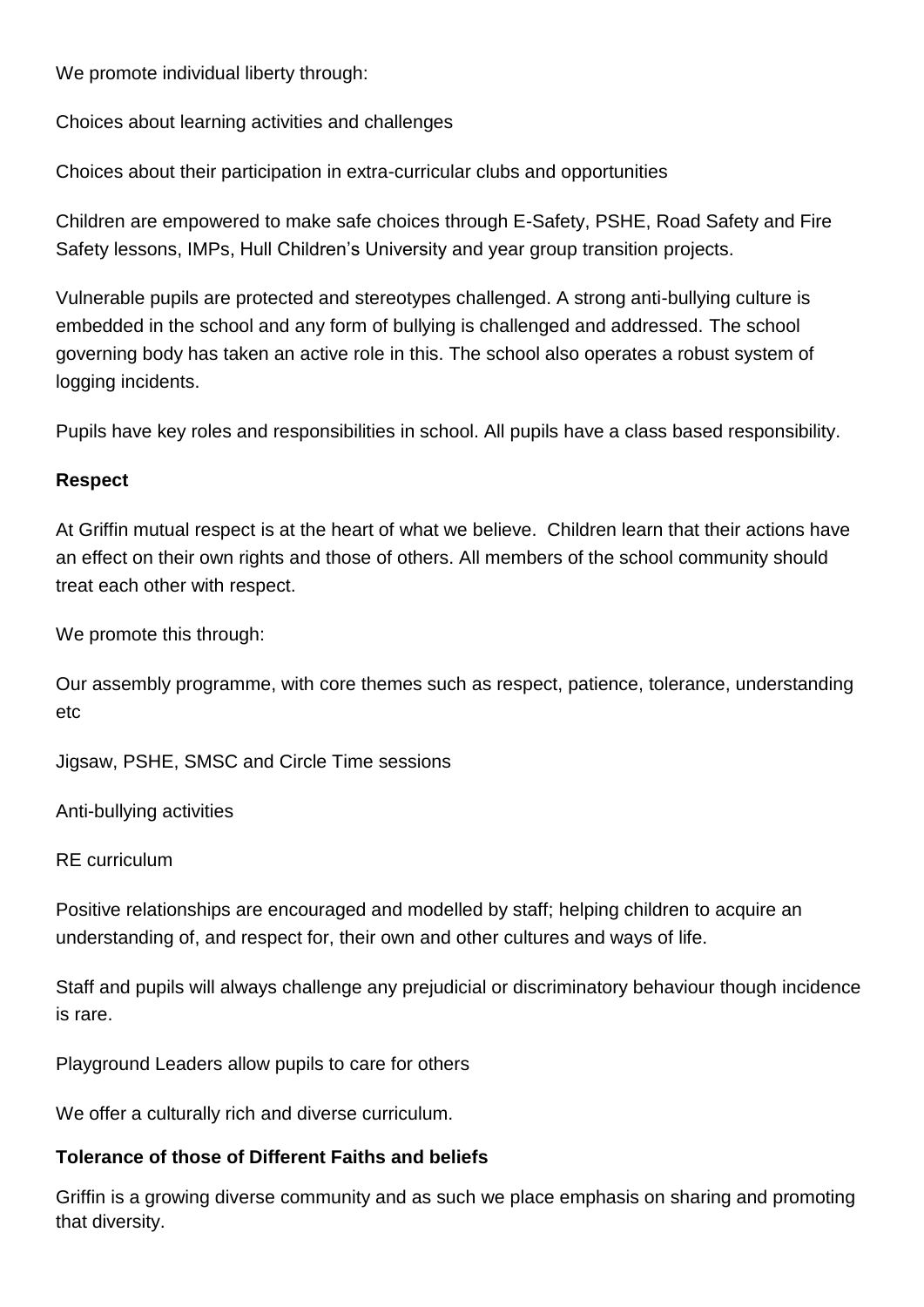We promote individual liberty through:

Choices about learning activities and challenges

Choices about their participation in extra-curricular clubs and opportunities

Children are empowered to make safe choices through E-Safety, PSHE, Road Safety and Fire Safety lessons, IMPs, Hull Children's University and year group transition projects.

Vulnerable pupils are protected and stereotypes challenged. A strong anti-bullying culture is embedded in the school and any form of bullying is challenged and addressed. The school governing body has taken an active role in this. The school also operates a robust system of logging incidents.

Pupils have key roles and responsibilities in school. All pupils have a class based responsibility.

**Respect**

At Griffin mutual respect is at the heart of what we believe. Children learn that their actions have an effect on their own rights and those of others. All members of the school community should treat each other with respect.

We promote this through:

Our assembly programme, with core themes such as respect, patience, tolerance, understanding etc

Jigsaw, PSHE, SMSC and Circle Time sessions

Anti-bullying activities

RE curriculum

Positive relationships are encouraged and modelled by staff; helping children to acquire an understanding of, and respect for, their own and other cultures and ways of life.

Staff and pupils will always challenge any prejudicial or discriminatory behaviour though incidence is rare.

Playground Leaders allow pupils to care for others

We offer a culturally rich and diverse curriculum.

**Tolerance of those of Different Faiths and beliefs**

Griffin is a growing diverse community and as such we place emphasis on sharing and promoting that diversity.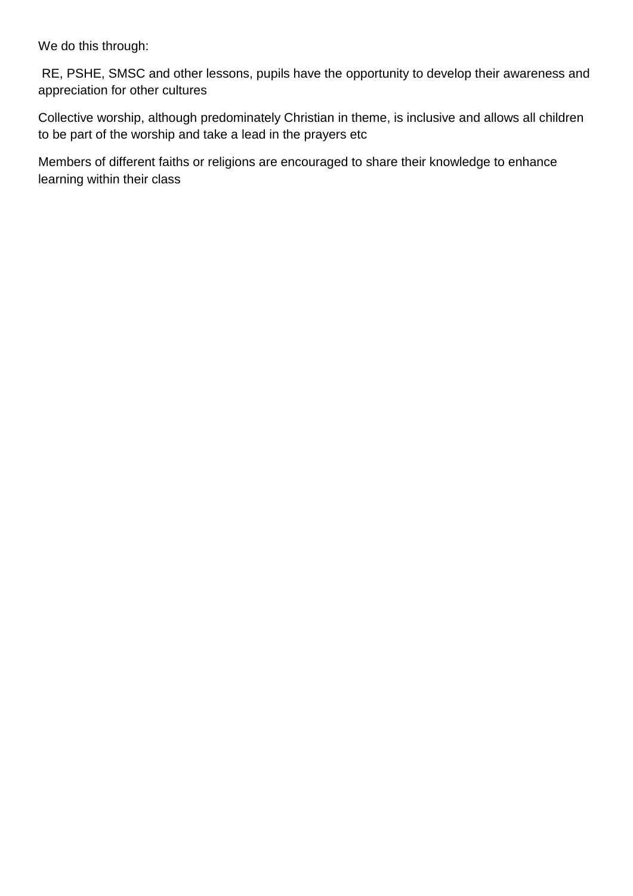We do this through:

RE, PSHE, SMSC and other lessons, pupils have the opportunity to develop their awareness and appreciation for other cultures

Collective worship, although predominately Christian in theme, is inclusive and allows all children to be part of the worship and take a lead in the prayers etc

Members of different faiths or religions are encouraged to share their knowledge to enhance learning within their class